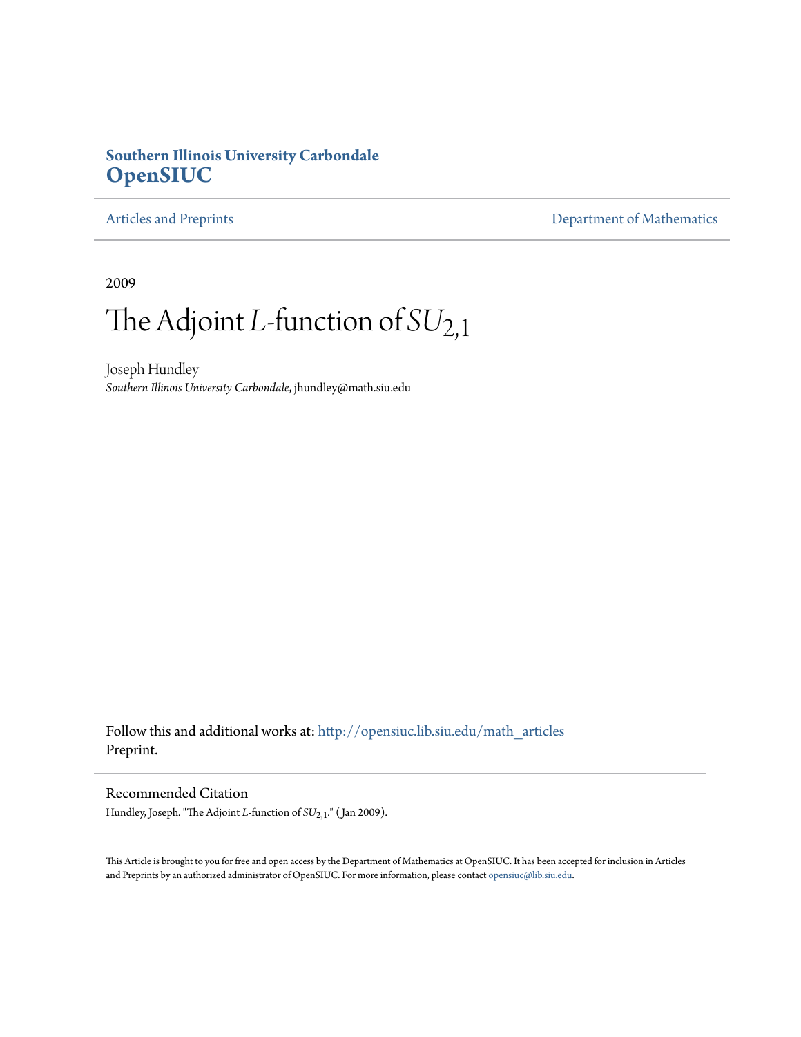**Southern Illinois University Carbondale**
# OpenSIUC

Articles and Preprints — Department of Mathematics

2009

# The Adjoint $L$-function of $SU_{2,1}$

Joseph Hundley
*Southern Illinois University Carbondale*, jhundley@math.siu.edu

Follow this and additional works at: http://opensiuc.lib.siu.edu/math_articles
Preprint.

## Recommended Citation

Hundley, Joseph. "The Adjoint $L$-function of $SU_{2,1}$." (Jan 2009).

This Article is brought to you for free and open access by the Department of Mathematics at OpenSIUC. It has been accepted for inclusion in Articles and Preprints by an authorized administrator of OpenSIUC. For more information, please contact opensiuc@lib.siu.edu.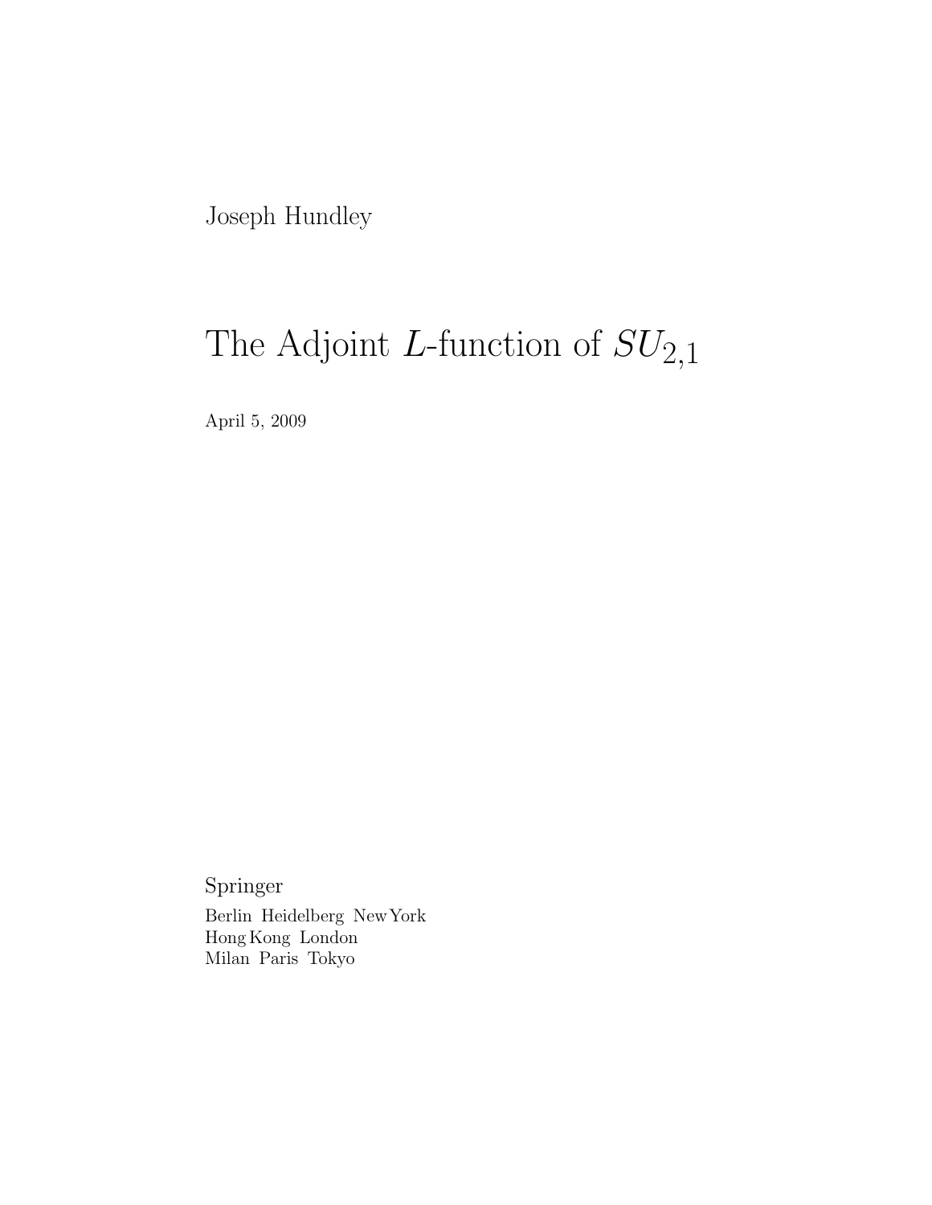Joseph Hundley

# The Adjoint $L$-function of $SU_{2,1}$

April 5, 2009

Springer

Berlin Heidelberg New York
Hong Kong London
Milan Paris Tokyo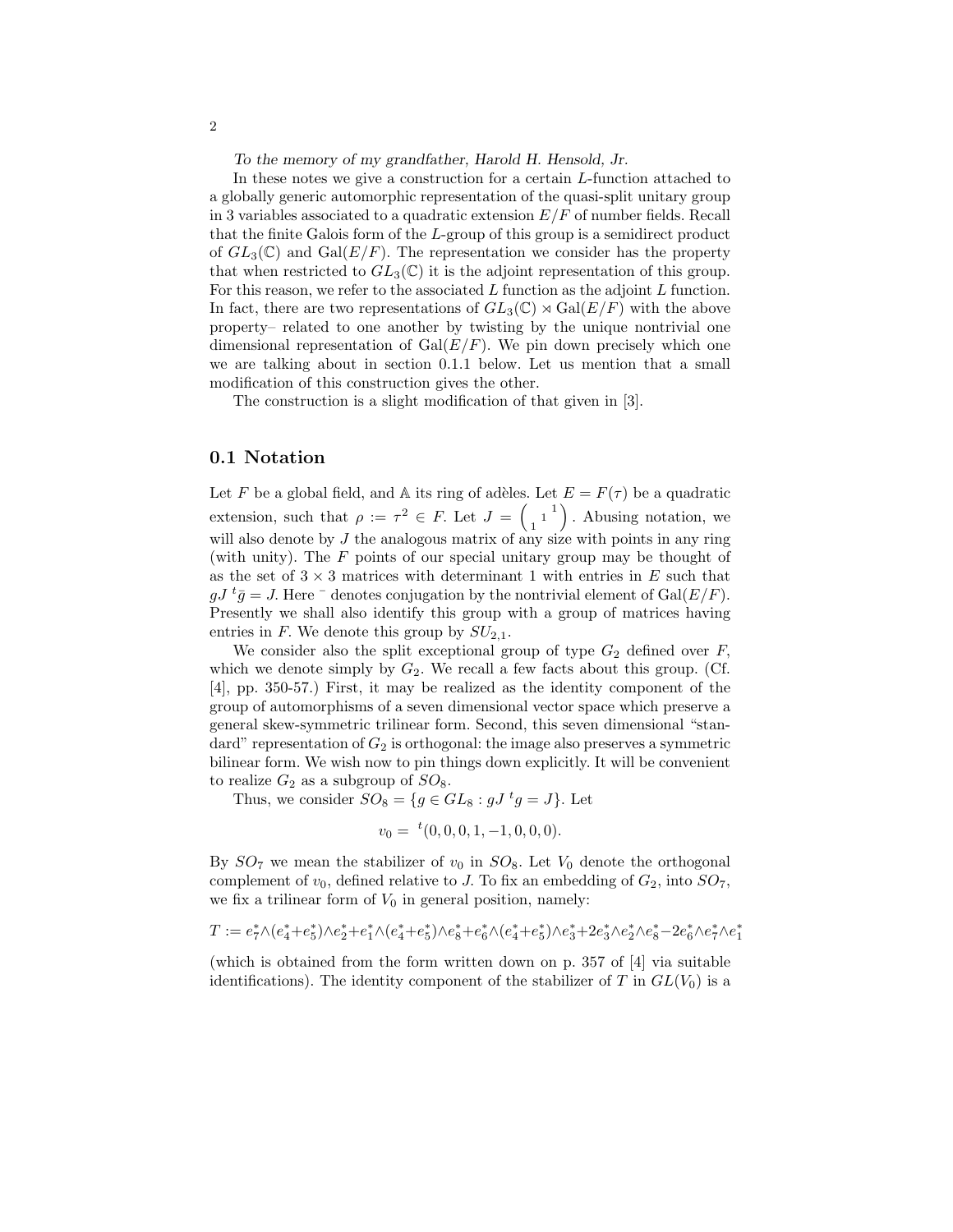*To the memory of my grandfather, Harold H. Hensold, Jr.*

In these notes we give a construction for a certain $L$-function attached to a globally generic automorphic representation of the quasi-split unitary group in 3 variables associated to a quadratic extension $E/F$ of number fields. Recall that the finite Galois form of the $L$-group of this group is a semidirect product of $GL_3(\mathbb{C})$ and $\mathrm{Gal}(E/F)$. The representation we consider has the property that when restricted to $GL_3(\mathbb{C})$ it is the adjoint representation of this group. For this reason, we refer to the associated $L$ function as the adjoint $L$ function. In fact, there are two representations of $GL_3(\mathbb{C}) \rtimes \mathrm{Gal}(E/F)$ with the above property– related to one another by twisting by the unique nontrivial one dimensional representation of $\mathrm{Gal}(E/F)$. We pin down precisely which one we are talking about in section 0.1.1 below. Let us mention that a small modification of this construction gives the other.

The construction is a slight modification of that given in [3].

## 0.1 Notation

Let $F$ be a global field, and $\mathbb{A}$ its ring of adèles. Let $E = F(\tau)$ be a quadratic extension, such that $\rho := \tau^2 \in F$. Let $J = \begin{pmatrix} & & 1 \\ & 1 & \\ 1 & & \end{pmatrix}$. Abusing notation, we will also denote by $J$ the analogous matrix of any size with points in any ring (with unity). The $F$ points of our special unitary group may be thought of as the set of $3 \times 3$ matrices with determinant 1 with entries in $E$ such that $gJ\, {}^t\bar{g} = J$. Here $^-$ denotes conjugation by the nontrivial element of $\mathrm{Gal}(E/F)$. Presently we shall also identify this group with a group of matrices having entries in $F$. We denote this group by $SU_{2,1}$.

We consider also the split exceptional group of type $G_2$ defined over $F$, which we denote simply by $G_2$. We recall a few facts about this group. (Cf. [4], pp. 350-57.) First, it may be realized as the identity component of the group of automorphisms of a seven dimensional vector space which preserve a general skew-symmetric trilinear form. Second, this seven dimensional "standard" representation of $G_2$ is orthogonal: the image also preserves a symmetric bilinear form. We wish now to pin things down explicitly. It will be convenient to realize $G_2$ as a subgroup of $SO_8$.

Thus, we consider $SO_8 = \{g \in GL_8 : gJ\, {}^tg = J\}$. Let

$$v_0 = {}^t(0, 0, 0, 1, -1, 0, 0, 0).$$

By $SO_7$ we mean the stabilizer of $v_0$ in $SO_8$. Let $V_0$ denote the orthogonal complement of $v_0$, defined relative to $J$. To fix an embedding of $G_2$, into $SO_7$, we fix a trilinear form of $V_0$ in general position, namely:

$$T := e_7^* \wedge (e_4^* + e_5^*) \wedge e_2^* + e_1^* \wedge (e_4^* + e_5^*) \wedge e_8^* + e_6^* \wedge (e_4^* + e_5^*) \wedge e_3^* + 2e_3^* \wedge e_2^* \wedge e_8^* - 2e_6^* \wedge e_7^* \wedge e_1^*$$

(which is obtained from the form written down on p. 357 of [4] via suitable identifications). The identity component of the stabilizer of $T$ in $GL(V_0)$ is a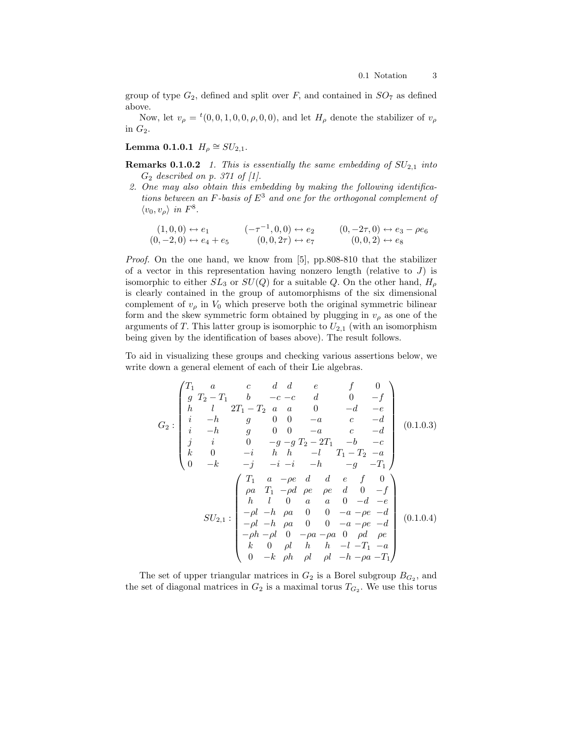group of type $G_2$, defined and split over $F$, and contained in $SO_7$ as defined above.

Now, let $v_\rho = {}^t(0, 0, 1, 0, 0, \rho, 0, 0)$, and let $H_\rho$ denote the stabilizer of $v_\rho$ in $G_2$.

**Lemma 0.1.0.1** *$H_\rho \cong SU_{2,1}$.*

**Remarks 0.1.0.2** *1. This is essentially the same embedding of $SU_{2,1}$ into $G_2$ described on p. 371 of [1].*

*2. One may also obtain this embedding by making the following identifications between an $F$-basis of $E^3$ and one for the orthogonal complement of $\langle v_0, v_\rho \rangle$ in $F^8$.*

$$
\begin{array}{lll}
(1,0,0) \leftrightarrow e_1 & (-\tau^{-1},0,0) \leftrightarrow e_2 & (0,-2\tau,0) \leftrightarrow e_3 - \rho e_6 \\
(0,-2,0) \leftrightarrow e_4 + e_5 & (0,0,2\tau) \leftrightarrow e_7 & (0,0,2) \leftrightarrow e_8
\end{array}
$$

*Proof.* On the one hand, we know from [5], pp.808-810 that the stabilizer of a vector in this representation having nonzero length (relative to $J$) is isomorphic to either $SL_3$ or $SU(Q)$ for a suitable $Q$. On the other hand, $H_\rho$ is clearly contained in the group of automorphisms of the six dimensional complement of $v_\rho$ in $V_0$ which preserve both the original symmetric bilinear form and the skew symmetric form obtained by plugging in $v_\rho$ as one of the arguments of $T$. This latter group is isomorphic to $U_{2,1}$ (with an isomorphism being given by the identification of bases above). The result follows.

To aid in visualizing these groups and checking various assertions below, we write down a general element of each of their Lie algebras.

$$
G_2 : \begin{pmatrix}
T_1 & a & c & d & d & e & f & 0 \\
g & T_2 - T_1 & b & -c & -c & d & 0 & -f \\
h & l & 2T_1 - T_2 & a & a & 0 & -d & -e \\
i & -h & g & 0 & 0 & -a & c & -d \\
i & -h & g & 0 & 0 & -a & c & -d \\
j & i & 0 & -g & -g & T_2 - 2T_1 & -b & -c \\
k & 0 & -i & h & h & -l & T_1 - T_2 & -a \\
0 & -k & -j & -i & -i & -h & -g & -T_1
\end{pmatrix} \qquad (0.1.0.3)
$$

$$
SU_{2,1} : \begin{pmatrix}
T_1 & a & -\rho e & d & d & e & f & 0 \\
\rho a & T_1 & -\rho d & \rho e & \rho e & d & 0 & -f \\
h & l & 0 & a & a & 0 & -d & -e \\
-\rho l & -h & \rho a & 0 & 0 & -a & -\rho e & -d \\
-\rho l & -h & \rho a & 0 & 0 & -a & -\rho e & -d \\
-\rho h & -\rho l & 0 & -\rho a & -\rho a & 0 & \rho d & \rho e \\
k & 0 & \rho l & h & h & -l & -T_1 & -a \\
0 & -k & \rho h & \rho l & \rho l & -h & -\rho a & -T_1
\end{pmatrix} \qquad (0.1.0.4)
$$

The set of upper triangular matrices in $G_2$ is a Borel subgroup $B_{G_2}$, and the set of diagonal matrices in $G_2$ is a maximal torus $T_{G_2}$. We use this torus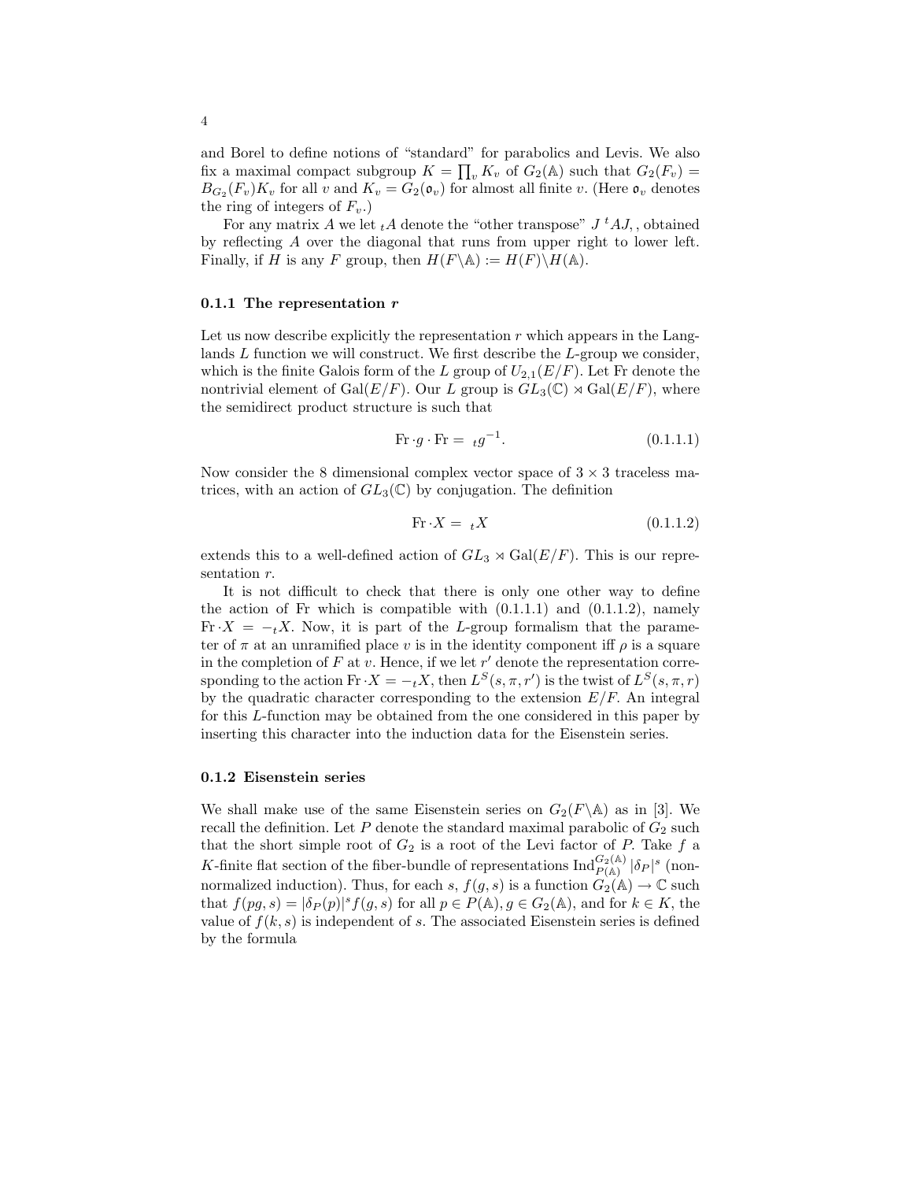and Borel to define notions of "standard" for parabolics and Levis. We also fix a maximal compact subgroup $K = \prod_v K_v$ of $G_2(\mathbb{A})$ such that $G_2(F_v) = B_{G_2}(F_v)K_v$ for all $v$ and $K_v = G_2(\mathfrak{o}_v)$ for almost all finite $v$. (Here $\mathfrak{o}_v$ denotes the ring of integers of $F_v$.)

For any matrix $A$ we let ${}_tA$ denote the "other transpose" $J\,{}^tAJ,$, obtained by reflecting $A$ over the diagonal that runs from upper right to lower left. Finally, if $H$ is any $F$ group, then $H(F\backslash\mathbb{A}) := H(F)\backslash H(\mathbb{A})$.

### 0.1.1 The representation $r$

Let us now describe explicitly the representation $r$ which appears in the Langlands $L$ function we will construct. We first describe the $L$-group we consider, which is the finite Galois form of the $L$ group of $U_{2,1}(E/F)$. Let Fr denote the nontrivial element of $\mathrm{Gal}(E/F)$. Our $L$ group is $GL_3(\mathbb{C}) \rtimes \mathrm{Gal}(E/F)$, where the semidirect product structure is such that

$$\mathrm{Fr} \cdot g \cdot \mathrm{Fr} = {}_tg^{-1}. \tag{0.1.1.1}$$

Now consider the 8 dimensional complex vector space of $3 \times 3$ traceless matrices, with an action of $GL_3(\mathbb{C})$ by conjugation. The definition

$$\mathrm{Fr} \cdot X = {}_tX \tag{0.1.1.2}$$

extends this to a well-defined action of $GL_3 \rtimes \mathrm{Gal}(E/F)$. This is our representation $r$.

It is not difficult to check that there is only one other way to define the action of Fr which is compatible with (0.1.1.1) and (0.1.1.2), namely $\mathrm{Fr} \cdot X = -{}_tX$. Now, it is part of the $L$-group formalism that the parameter of $\pi$ at an unramified place $v$ is in the identity component iff $\rho$ is a square in the completion of $F$ at $v$. Hence, if we let $r'$ denote the representation corresponding to the action $\mathrm{Fr} \cdot X = -{}_tX$, then $L^S(s, \pi, r')$ is the twist of $L^S(s, \pi, r)$ by the quadratic character corresponding to the extension $E/F$. An integral for this $L$-function may be obtained from the one considered in this paper by inserting this character into the induction data for the Eisenstein series.

### 0.1.2 Eisenstein series

We shall make use of the same Eisenstein series on $G_2(F\backslash\mathbb{A})$ as in [3]. We recall the definition. Let $P$ denote the standard maximal parabolic of $G_2$ such that the short simple root of $G_2$ is a root of the Levi factor of $P$. Take $f$ a $K$-finite flat section of the fiber-bundle of representations $\mathrm{Ind}_{P(\mathbb{A})}^{G_2(\mathbb{A})} |\delta_P|^s$ (non-normalized induction). Thus, for each $s$, $f(g, s)$ is a function $G_2(\mathbb{A}) \to \mathbb{C}$ such that $f(pg, s) = |\delta_P(p)|^s f(g, s)$ for all $p \in P(\mathbb{A}), g \in G_2(\mathbb{A})$, and for $k \in K$, the value of $f(k, s)$ is independent of $s$. The associated Eisenstein series is defined by the formula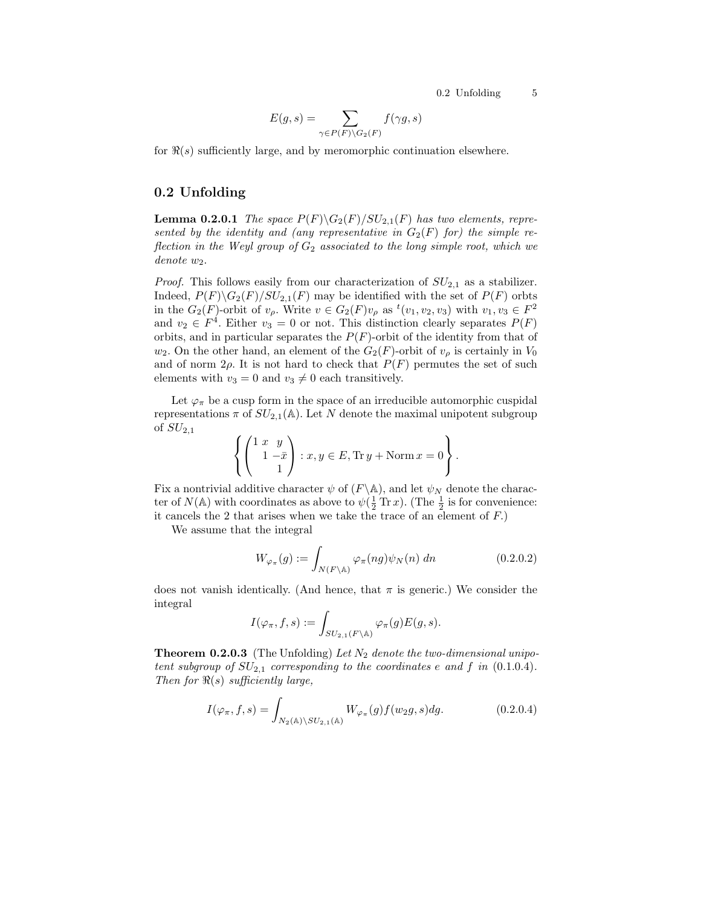$$E(g, s) = \sum_{\gamma \in P(F) \backslash G_2(F)} f(\gamma g, s)$$

for $\Re(s)$ sufficiently large, and by meromorphic continuation elsewhere.

## 0.2 Unfolding

**Lemma 0.2.0.1** *The space $P(F)\backslash G_2(F)/SU_{2,1}(F)$ has two elements, represented by the identity and (any representative in $G_2(F)$ for) the simple reflection in the Weyl group of $G_2$ associated to the long simple root, which we denote $w_2$.*

*Proof.* This follows easily from our characterization of $SU_{2,1}$ as a stabilizer. Indeed, $P(F)\backslash G_2(F)/SU_{2,1}(F)$ may be identified with the set of $P(F)$ orbts in the $G_2(F)$-orbit of $v_\rho$. Write $v \in G_2(F)v_\rho$ as ${}^t(v_1, v_2, v_3)$ with $v_1, v_3 \in F^2$ and $v_2 \in F^4$. Either $v_3 = 0$ or not. This distinction clearly separates $P(F)$ orbits, and in particular separates the $P(F)$-orbit of the identity from that of $w_2$. On the other hand, an element of the $G_2(F)$-orbit of $v_\rho$ is certainly in $V_0$ and of norm $2\rho$. It is not hard to check that $P(F)$ permutes the set of such elements with $v_3 = 0$ and $v_3 \neq 0$ each transitively.

Let $\varphi_\pi$ be a cusp form in the space of an irreducible automorphic cuspidal representations $\pi$ of $SU_{2,1}(\mathbb{A})$. Let $N$ denote the maximal unipotent subgroup of $SU_{2,1}$

$$\left\{ \begin{pmatrix} 1 & x & y \\ & 1 & -\bar{x} \\ & & 1 \end{pmatrix} : x, y \in E, \operatorname{Tr} y + \operatorname{Norm} x = 0 \right\}.$$

Fix a nontrivial additive character $\psi$ of $(F\backslash\mathbb{A})$, and let $\psi_N$ denote the character of $N(\mathbb{A})$ with coordinates as above to $\psi(\frac{1}{2}\operatorname{Tr} x)$. (The $\frac{1}{2}$ is for convenience: it cancels the 2 that arises when we take the trace of an element of $F$.)

We assume that the integral

$$W_{\varphi_\pi}(g) := \int_{N(F\backslash\mathbb{A})} \varphi_\pi(ng)\psi_N(n)\, dn \tag{0.2.0.2}$$

does not vanish identically. (And hence, that $\pi$ is generic.) We consider the integral

$$I(\varphi_\pi, f, s) := \int_{SU_{2,1}(F\backslash\mathbb{A})} \varphi_\pi(g)E(g, s).$$

**Theorem 0.2.0.3** (The Unfolding) *Let $N_2$ denote the two-dimensional unipotent subgroup of $SU_{2,1}$ corresponding to the coordinates $e$ and $f$ in (0.1.0.4). Then for $\Re(s)$ sufficiently large,*

$$I(\varphi_\pi, f, s) = \int_{N_2(\mathbb{A})\backslash SU_{2,1}(\mathbb{A})} W_{\varphi_\pi}(g) f(w_2 g, s) dg. \tag{0.2.0.4}$$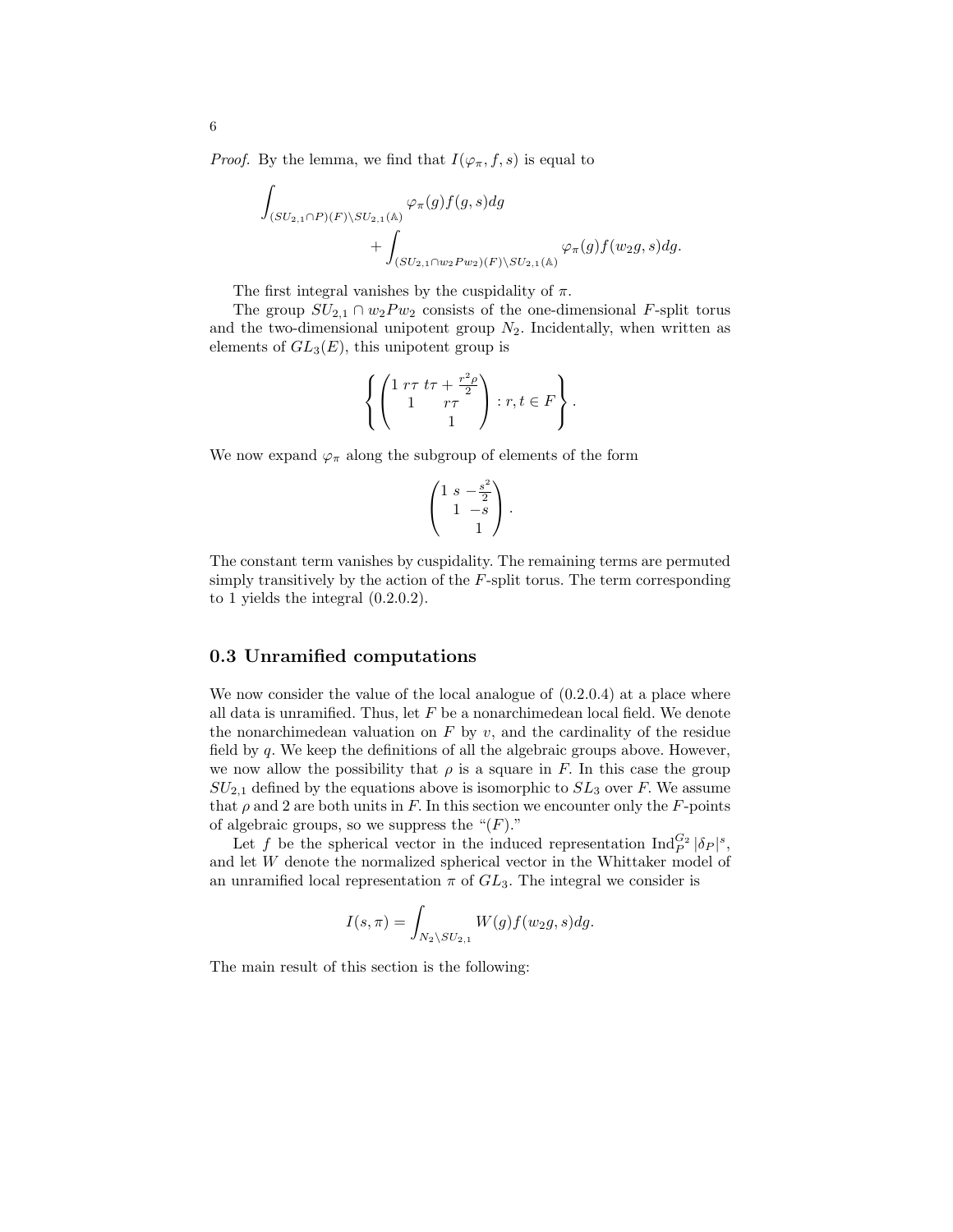*Proof.* By the lemma, we find that $I(\varphi_\pi, f, s)$ is equal to

$$\int_{(SU_{2,1}\cap P)(F)\backslash SU_{2,1}(\mathbb{A})} \varphi_\pi(g) f(g,s) dg \\ + \int_{(SU_{2,1}\cap w_2 P w_2)(F)\backslash SU_{2,1}(\mathbb{A})} \varphi_\pi(g) f(w_2 g, s) dg.$$

The first integral vanishes by the cuspidality of $\pi$.

The group $SU_{2,1} \cap w_2 P w_2$ consists of the one-dimensional $F$-split torus and the two-dimensional unipotent group $N_2$. Incidentally, when written as elements of $GL_3(E)$, this unipotent group is

$$\left\{ \begin{pmatrix} 1 & r\tau & t\tau + \frac{r^2\rho}{2} \\ & 1 & r\tau \\ & & 1 \end{pmatrix} : r, t \in F \right\}.$$

We now expand $\varphi_\pi$ along the subgroup of elements of the form

$$\begin{pmatrix} 1 & s & -\frac{s^2}{2} \\ & 1 & -s \\ & & 1 \end{pmatrix}.$$

The constant term vanishes by cuspidality. The remaining terms are permuted simply transitively by the action of the $F$-split torus. The term corresponding to 1 yields the integral (0.2.0.2).

## 0.3 Unramified computations

We now consider the value of the local analogue of (0.2.0.4) at a place where all data is unramified. Thus, let $F$ be a nonarchimedean local field. We denote the nonarchimedean valuation on $F$ by $v$, and the cardinality of the residue field by $q$. We keep the definitions of all the algebraic groups above. However, we now allow the possibility that $\rho$ is a square in $F$. In this case the group $SU_{2,1}$ defined by the equations above is isomorphic to $SL_3$ over $F$. We assume that $\rho$ and 2 are both units in $F$. In this section we encounter only the $F$-points of algebraic groups, so we suppress the "$(F)$."

Let $f$ be the spherical vector in the induced representation $\mathrm{Ind}_P^{G_2} |\delta_P|^s$, and let $W$ denote the normalized spherical vector in the Whittaker model of an unramified local representation $\pi$ of $GL_3$. The integral we consider is

$$I(s,\pi) = \int_{N_2\backslash SU_{2,1}} W(g) f(w_2 g, s) dg.$$

The main result of this section is the following: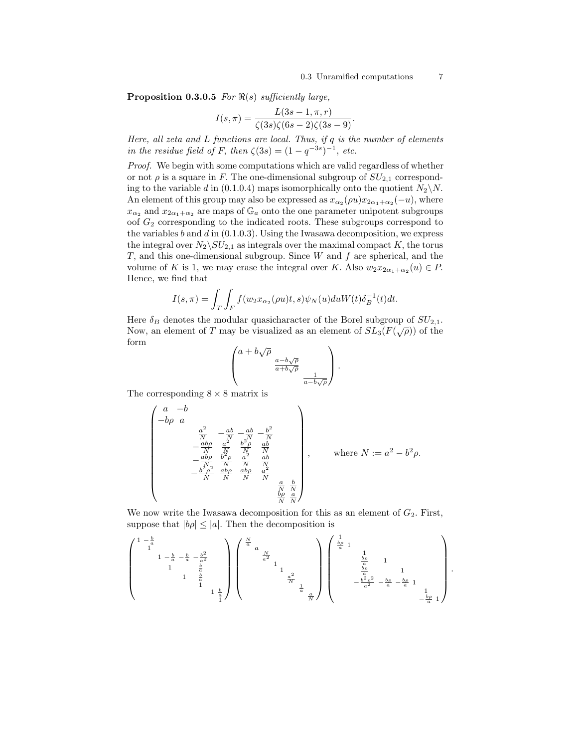**Proposition 0.3.0.5** *For $\Re(s)$ sufficiently large,*

$$I(s,\pi) = \frac{L(3s-1,\pi,r)}{\zeta(3s)\zeta(6s-2)\zeta(3s-9)}.$$

*Here, all zeta and L functions are local. Thus, if $q$ is the number of elements in the residue field of $F$, then $\zeta(3s) = (1-q^{-3s})^{-1}$, etc.*

*Proof.* We begin with some computations which are valid regardless of whether or not $\rho$ is a square in $F$. The one-dimensional subgroup of $SU_{2,1}$ corresponding to the variable $d$ in (0.1.0.4) maps isomorphically onto the quotient $N_2\backslash N$. An element of this group may also be expressed as $x_{\alpha_2}(\rho u)x_{2\alpha_1+\alpha_2}(-u)$, where $x_{\alpha_2}$ and $x_{2\alpha_1+\alpha_2}$ are maps of $\mathbb{G}_a$ onto the one parameter unipotent subgroups oof $G_2$ corresponding to the indicated roots. These subgroups correspond to the variables $b$ and $d$ in (0.1.0.3). Using the Iwasawa decomposition, we express the integral over $N_2\backslash SU_{2,1}$ as integrals over the maximal compact $K$, the torus $T$, and this one-dimensional subgroup. Since $W$ and $f$ are spherical, and the volume of $K$ is 1, we may erase the integral over $K$. Also $w_2x_{2\alpha_1+\alpha_2}(u) \in P$. Hence, we find that

$$I(s,\pi) = \int_T \int_F f(w_2 x_{\alpha_2}(\rho u)t, s)\psi_N(u)du W(t)\delta_B^{-1}(t)dt.$$

Here $\delta_B$ denotes the modular quasicharacter of the Borel subgroup of $SU_{2,1}$. Now, an element of $T$ may be visualized as an element of $SL_3(F(\sqrt{\rho}))$ of the form

$$\begin{pmatrix} a+b\sqrt{\rho} & & \\ & \frac{a-b\sqrt{\rho}}{a+b\sqrt{\rho}} & \\ & & \frac{1}{a-b\sqrt{\rho}} \end{pmatrix}.$$

The corresponding $8\times 8$ matrix is

$$\begin{pmatrix} a & -b & & & & & & \\ -b\rho & a & & & & & & \\ & & \frac{a^2}{N} & -\frac{ab}{N} & -\frac{ab}{N} & -\frac{b^2}{N} & & \\ & & -\frac{ab\rho}{N} & \frac{a^2}{N} & \frac{b^2\rho}{N} & \frac{ab}{N} & & \\ & & -\frac{ab\rho}{N} & \frac{b^2\rho}{N} & \frac{a^2}{N} & \frac{ab}{N} & & \\ & & -\frac{b^2\rho^2}{N} & \frac{ab\rho}{N} & \frac{ab\rho}{N} & \frac{a^2}{N} & & \\ & & & & & & \frac{a}{N} & \frac{b}{N} \\ & & & & & & \frac{b\rho}{N} & \frac{a}{N} \end{pmatrix}, \qquad \text{where } N := a^2 - b^2\rho.$$

We now write the Iwasawa decomposition for this as an element of $G_2$. First, suppose that $|b\rho| \le |a|$. Then the decomposition is

$$\begin{pmatrix} 1 & -\frac{b}{a} & & & & & & \\ & 1 & & & & & & \\ & & 1 & -\frac{b}{a} & -\frac{b}{a} & -\frac{b^2}{a^2} & & \\ & & & 1 & & \frac{b}{a} & & \\ & & & & 1 & \frac{b}{a} & & \\ & & & & & 1 & & \\ & & & & & & 1 & \frac{b}{a} \\ & & & & & & & 1 \end{pmatrix} \begin{pmatrix} \frac{N}{a} & & & & & & & \\ & a & & & & & & \\ & & \frac{N}{a^2} & & & & & \\ & & & 1 & & & & \\ & & & & 1 & & & \\ & & & & & \frac{a^2}{N} & & \\ & & & & & & \frac{1}{a} & \\ & & & & & & & \frac{a}{N} \end{pmatrix} \begin{pmatrix} 1 & & & & & & & \\ \frac{b\rho}{a} & 1 & & & & & & \\ & & 1 & & & & & \\ & & \frac{b\rho}{a} & 1 & & & & \\ & & \frac{b\rho}{a} & & 1 & & & \\ & & -\frac{b^2\rho^2}{a^2} & -\frac{b\rho}{a} & -\frac{b\rho}{a} & 1 & & \\ & & & & & & 1 & \\ & & & & & & -\frac{b\rho}{a} & 1 \end{pmatrix}.$$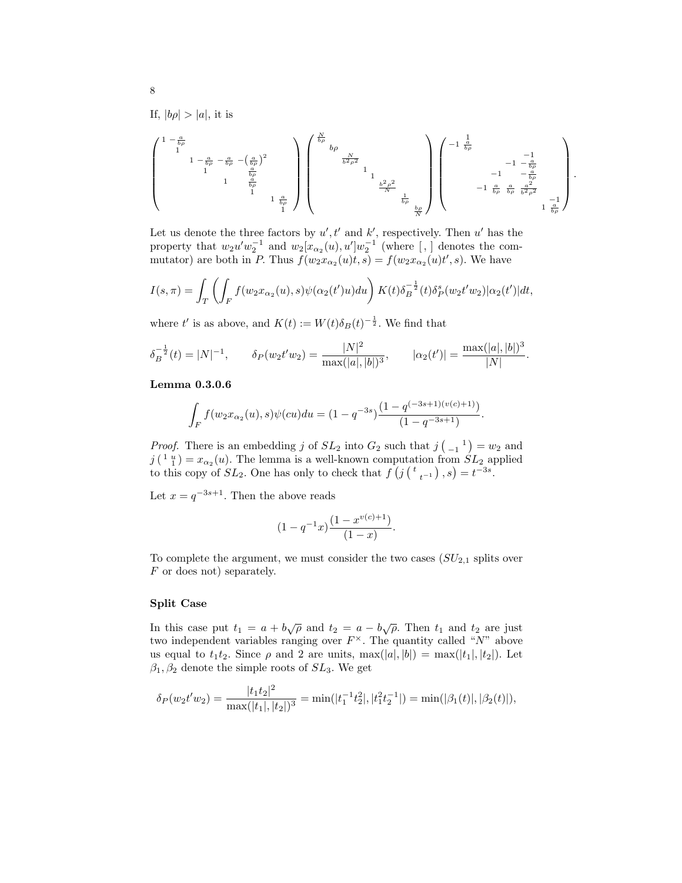If, $|b\rho| > |a|$, it is

$$
\begin{pmatrix}
1 & -\frac{a}{b\rho} & & & & & & \\
 & 1 & & & & & & \\
 & & 1 & -\frac{a}{b\rho} & -\frac{a}{b\rho} & -\left(\frac{a}{b\rho}\right)^2 & & \\
 & & & 1 & & \frac{a}{b\rho} & & \\
 & & & & 1 & \frac{a}{b\rho} & & \\
 & & & & & 1 & & \\
 & & & & & & 1 & \frac{a}{b\rho} \\
 & & & & & & & 1
\end{pmatrix}
\begin{pmatrix}
\frac{N}{b\rho} & & & & & & & \\
 & b\rho & & & & & & \\
 & & \frac{N}{b^2\rho^2} & & & & & \\
 & & & 1 & & & & \\
 & & & & 1 & & & \\
 & & & & & \frac{b^2\rho^2}{N} & & \\
 & & & & & & \frac{1}{b\rho} & \\
 & & & & & & & \frac{b\rho}{N}
\end{pmatrix}
\begin{pmatrix}
 & 1 & & & & & & \\
-1 & \frac{a}{b\rho} & & & & & & \\
 & & & & & -1 & & \\
 & & & & -1 & -\frac{a}{b\rho} & & \\
 & & & -1 & & -\frac{a}{b\rho} & & \\
 & & -1 & \frac{a}{b\rho} & \frac{a}{b\rho} & \frac{a^2}{b^2\rho^2} & & \\
 & & & & & & & -1 \\
 & & & & & & 1 & \frac{a}{b\rho}
\end{pmatrix}.
$$

Let us denote the three factors by $u', t'$ and $k'$, respectively. Then $u'$ has the property that $w_2 u' w_2^{-1}$ and $w_2[x_{\alpha_2}(u), u']w_2^{-1}$ (where $[\,,\,]$ denotes the commutator) are both in $P$. Thus $f(w_2 x_{\alpha_2}(u)t, s) = f(w_2 x_{\alpha_2}(u)t', s)$. We have

$$
I(s,\pi) = \int_T \left( \int_F f(w_2 x_{\alpha_2}(u), s)\psi(\alpha_2(t')u)du \right) K(t)\delta_B^{-\frac{1}{2}}(t)\delta_P^s(w_2 t' w_2)|\alpha_2(t')|dt,
$$

where $t'$ is as above, and $K(t) := W(t)\delta_B(t)^{-\frac{1}{2}}$. We find that

$$
\delta_B^{-\frac{1}{2}}(t) = |N|^{-1}, \qquad \delta_P(w_2 t' w_2) = \frac{|N|^2}{\max(|a|,|b|)^3}, \qquad |\alpha_2(t')| = \frac{\max(|a|,|b|)^3}{|N|}.
$$

**Lemma 0.3.0.6**

$$
\int_F f(w_2 x_{\alpha_2}(u), s)\psi(cu)du = (1-q^{-3s})\frac{(1-q^{(-3s+1)(v(c)+1)})}{(1-q^{-3s+1})}.
$$

*Proof.* There is an embedding $j$ of $SL_2$ into $G_2$ such that $j\left(\begin{smallmatrix} & 1 \\ -1 & \end{smallmatrix}\right) = w_2$ and $j\left(\begin{smallmatrix} 1 & u \\ & 1 \end{smallmatrix}\right) = x_{\alpha_2}(u)$. The lemma is a well-known computation from $SL_2$ applied to this copy of $SL_2$. One has only to check that $f\left(j\left(\begin{smallmatrix} t & \\ & t^{-1} \end{smallmatrix}\right), s\right) = t^{-3s}$.

Let $x = q^{-3s+1}$. Then the above reads

$$
(1-q^{-1}x)\frac{(1-x^{v(c)+1})}{(1-x)}.
$$

To complete the argument, we must consider the two cases ($SU_{2,1}$ splits over $F$ or does not) separately.

### Split Case

In this case put $t_1 = a + b\sqrt{\rho}$ and $t_2 = a - b\sqrt{\rho}$. Then $t_1$ and $t_2$ are just two independent variables ranging over $F^\times$. The quantity called "$N$" above us equal to $t_1 t_2$. Since $\rho$ and 2 are units, $\max(|a|,|b|) = \max(|t_1|,|t_2|)$. Let $\beta_1, \beta_2$ denote the simple roots of $SL_3$. We get

$$
\delta_P(w_2 t' w_2) = \frac{|t_1 t_2|^2}{\max(|t_1|,|t_2|)^3} = \min(|t_1^{-1}t_2^2|, |t_1^2 t_2^{-1}|) = \min(|\beta_1(t)|, |\beta_2(t)|),
$$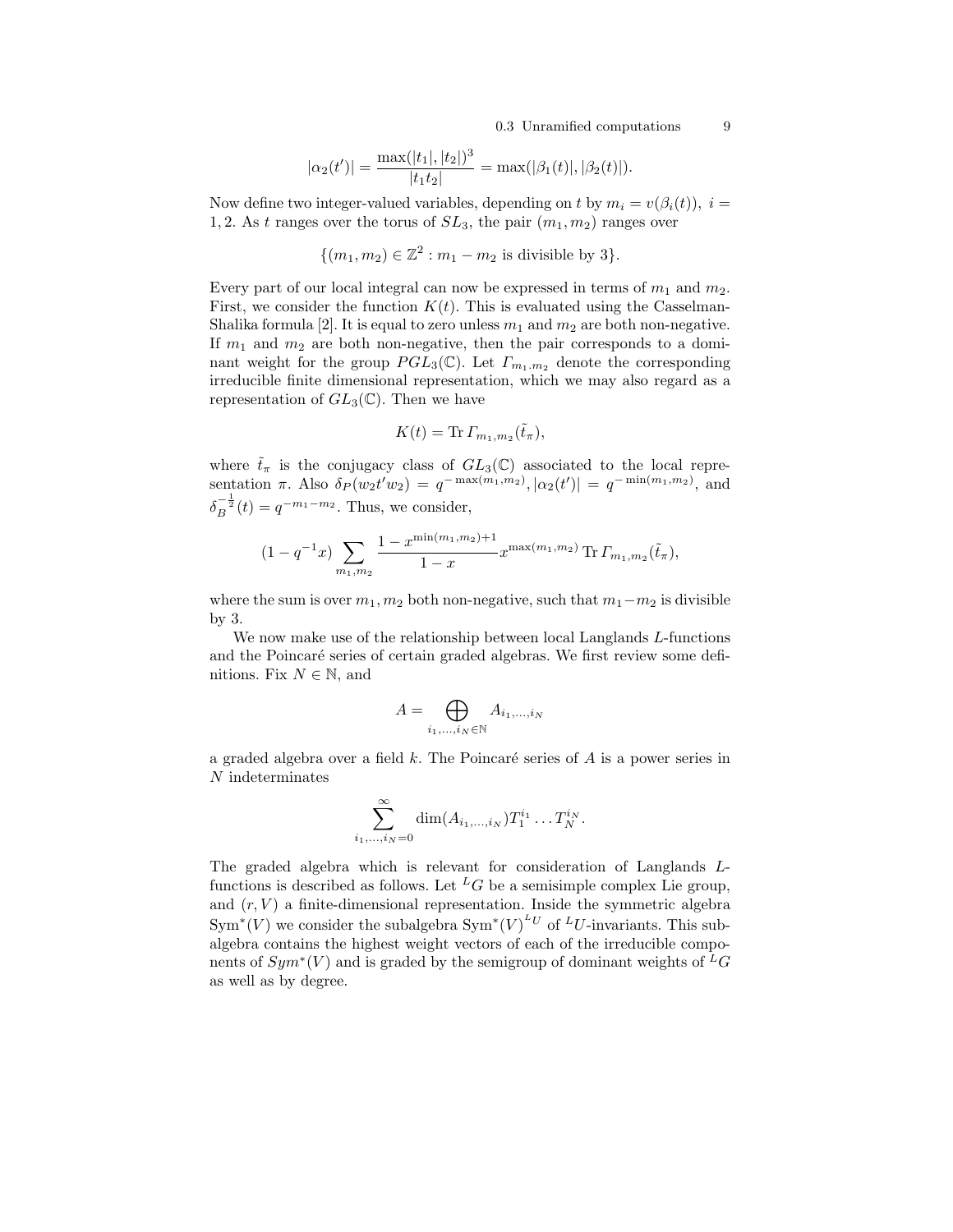$$|\alpha_2(t')| = \frac{\max(|t_1|, |t_2|)^3}{|t_1 t_2|} = \max(|\beta_1(t)|, |\beta_2(t)|).$$

Now define two integer-valued variables, depending on $t$ by $m_i = v(\beta_i(t)),\ i = 1, 2$. As $t$ ranges over the torus of $SL_3$, the pair $(m_1, m_2)$ ranges over

$$\{(m_1, m_2) \in \mathbb{Z}^2 : m_1 - m_2 \text{ is divisible by } 3\}.$$

Every part of our local integral can now be expressed in terms of $m_1$ and $m_2$. First, we consider the function $K(t)$. This is evaluated using the Casselman-Shalika formula [2]. It is equal to zero unless $m_1$ and $m_2$ are both non-negative. If $m_1$ and $m_2$ are both non-negative, then the pair corresponds to a dominant weight for the group $PGL_3(\mathbb{C})$. Let $\Gamma_{m_1 . m_2}$ denote the corresponding irreducible finite dimensional representation, which we may also regard as a representation of $GL_3(\mathbb{C})$. Then we have

$$K(t) = \operatorname{Tr} \Gamma_{m_1, m_2}(\tilde{t}_\pi),$$

where $\tilde{t}_\pi$ is the conjugacy class of $GL_3(\mathbb{C})$ associated to the local representation $\pi$. Also $\delta_P(w_2 t' w_2) = q^{-\max(m_1, m_2)}, |\alpha_2(t')| = q^{-\min(m_1, m_2)}$, and $\delta_B^{-\frac{1}{2}}(t) = q^{-m_1 - m_2}$. Thus, we consider,

$$(1 - q^{-1}x) \sum_{m_1, m_2} \frac{1 - x^{\min(m_1, m_2)+1}}{1 - x} x^{\max(m_1, m_2)} \operatorname{Tr} \Gamma_{m_1, m_2}(\tilde{t}_\pi),$$

where the sum is over $m_1, m_2$ both non-negative, such that $m_1 - m_2$ is divisible by 3.

We now make use of the relationship between local Langlands $L$-functions and the Poincaré series of certain graded algebras. We first review some definitions. Fix $N \in \mathbb{N}$, and

$$A = \bigoplus_{i_1, \ldots, i_N \in \mathbb{N}} A_{i_1, \ldots, i_N}$$

a graded algebra over a field $k$. The Poincaré series of $A$ is a power series in $N$ indeterminates

$$\sum_{i_1, \ldots, i_N = 0}^{\infty} \dim(A_{i_1, \ldots, i_N}) T_1^{i_1} \ldots T_N^{i_N}.$$

The graded algebra which is relevant for consideration of Langlands $L$-functions is described as follows. Let ${}^L G$ be a semisimple complex Lie group, and $(r, V)$ a finite-dimensional representation. Inside the symmetric algebra $\operatorname{Sym}^*(V)$ we consider the subalgebra $\operatorname{Sym}^*(V)^{{}^L U}$ of ${}^L U$-invariants. This subalgebra contains the highest weight vectors of each of the irreducible components of $Sym^*(V)$ and is graded by the semigroup of dominant weights of ${}^L G$ as well as by degree.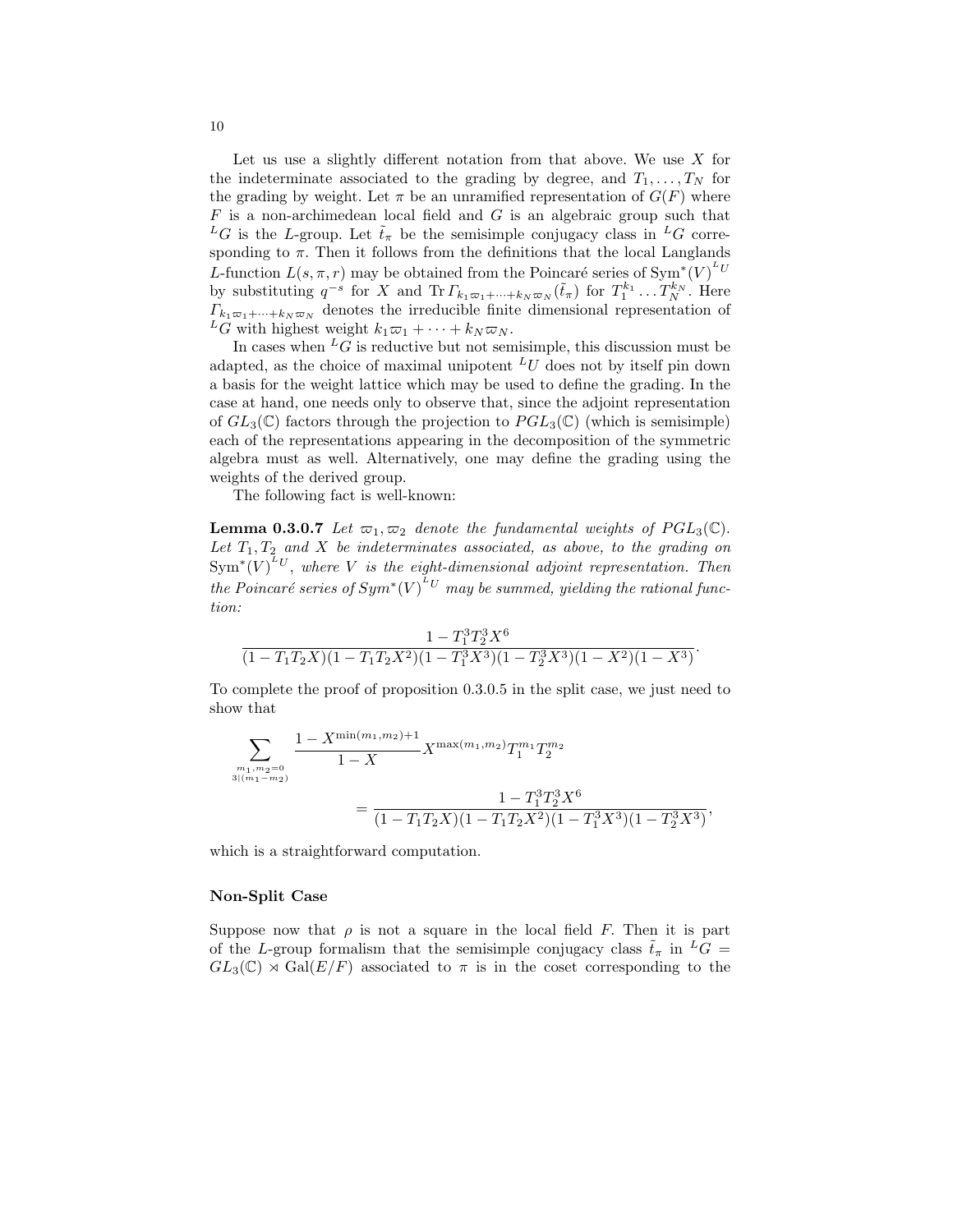Let us use a slightly different notation from that above. We use $X$ for the indeterminate associated to the grading by degree, and $T_1, \dots, T_N$ for the grading by weight. Let $\pi$ be an unramified representation of $G(F)$ where $F$ is a non-archimedean local field and $G$ is an algebraic group such that ${}^L G$ is the $L$-group. Let $\tilde{t}_\pi$ be the semisimple conjugacy class in ${}^L G$ corresponding to $\pi$. Then it follows from the definitions that the local Langlands $L$-function $L(s, \pi, r)$ may be obtained from the Poincaré series of $\mathrm{Sym}^*(V)^{{}^L U}$ by substituting $q^{-s}$ for $X$ and $\mathrm{Tr}\, \Gamma_{k_1\varpi_1 + \cdots + k_N \varpi_N}(\tilde{t}_\pi)$ for $T_1^{k_1} \dots T_N^{k_N}$. Here $\Gamma_{k_1\varpi_1 + \cdots + k_N\varpi_N}$ denotes the irreducible finite dimensional representation of ${}^L G$ with highest weight $k_1\varpi_1 + \cdots + k_N\varpi_N$.

In cases when ${}^L G$ is reductive but not semisimple, this discussion must be adapted, as the choice of maximal unipotent ${}^L U$ does not by itself pin down a basis for the weight lattice which may be used to define the grading. In the case at hand, one needs only to observe that, since the adjoint representation of $GL_3(\mathbb{C})$ factors through the projection to $PGL_3(\mathbb{C})$ (which is semisimple) each of the representations appearing in the decomposition of the symmetric algebra must as well. Alternatively, one may define the grading using the weights of the derived group.

The following fact is well-known:

**Lemma 0.3.0.7** *Let $\varpi_1, \varpi_2$ denote the fundamental weights of $PGL_3(\mathbb{C})$. Let $T_1, T_2$ and $X$ be indeterminates associated, as above, to the grading on $\mathrm{Sym}^*(V)^{{}^L U}$, where $V$ is the eight-dimensional adjoint representation. Then the Poincaré series of $Sym^*(V)^{{}^L U}$ may be summed, yielding the rational function:*

$$\frac{1 - T_1^3 T_2^3 X^6}{(1 - T_1 T_2 X)(1 - T_1 T_2 X^2)(1 - T_1^3 X^3)(1 - T_2^3 X^3)(1 - X^2)(1 - X^3)}.$$

To complete the proof of proposition 0.3.0.5 in the split case, we just need to show that

$$\sum_{\substack{m_1, m_2 = 0 \\ 3 | (m_1 - m_2)}} \frac{1 - X^{\min(m_1, m_2) + 1}}{1 - X} X^{\max(m_1, m_2)} T_1^{m_1} T_2^{m_2} = \frac{1 - T_1^3 T_2^3 X^6}{(1 - T_1 T_2 X)(1 - T_1 T_2 X^2)(1 - T_1^3 X^3)(1 - T_2^3 X^3)},$$

which is a straightforward computation.

#### Non-Split Case

Suppose now that $\rho$ is not a square in the local field $F$. Then it is part of the $L$-group formalism that the semisimple conjugacy class $\tilde{t}_\pi$ in ${}^L G = GL_3(\mathbb{C}) \rtimes \mathrm{Gal}(E/F)$ associated to $\pi$ is in the coset corresponding to the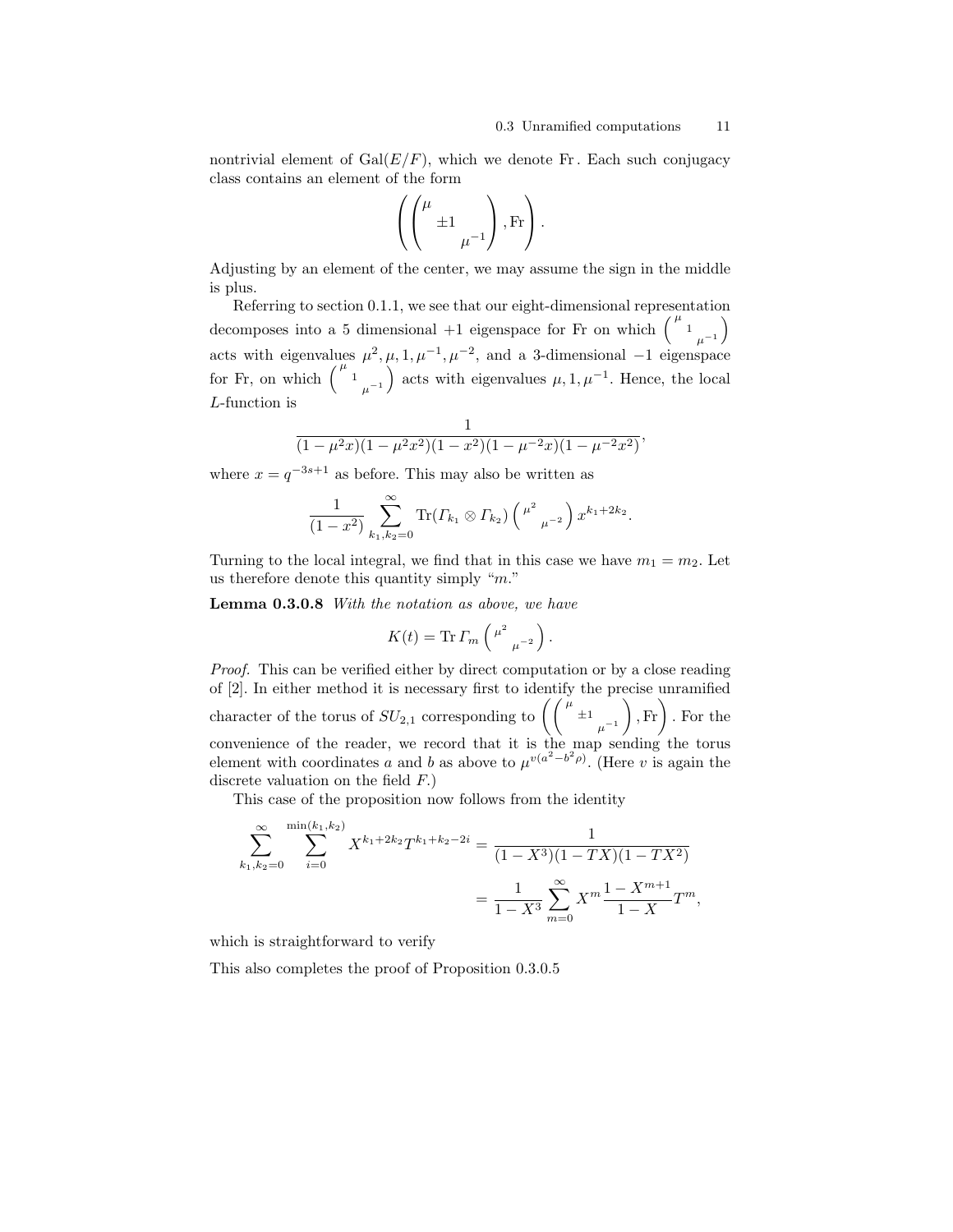nontrivial element of $\mathrm{Gal}(E/F)$, which we denote $\mathrm{Fr}$. Each such conjugacy class contains an element of the form

$$\left( \begin{pmatrix} \mu & & \\ & \pm 1 & \\ & & \mu^{-1} \end{pmatrix}, \mathrm{Fr} \right).$$

Adjusting by an element of the center, we may assume the sign in the middle is plus.

Referring to section 0.1.1, we see that our eight-dimensional representation decomposes into a 5 dimensional $+1$ eigenspace for Fr on which $\left( \begin{smallmatrix} \mu & & \\ & 1 & \\ & & \mu^{-1} \end{smallmatrix} \right)$ acts with eigenvalues $\mu^2, \mu, 1, \mu^{-1}, \mu^{-2}$, and a 3-dimensional $-1$ eigenspace for Fr, on which $\left( \begin{smallmatrix} \mu & & \\ & 1 & \\ & & \mu^{-1} \end{smallmatrix} \right)$ acts with eigenvalues $\mu, 1, \mu^{-1}$. Hence, the local $L$-function is

$$\frac{1}{(1-\mu^2 x)(1-\mu^2 x^2)(1-x^2)(1-\mu^{-2}x)(1-\mu^{-2}x^2)},$$

where $x = q^{-3s+1}$ as before. This may also be written as

$$\frac{1}{(1-x^2)} \sum_{k_1,k_2=0}^{\infty} \mathrm{Tr}(\Gamma_{k_1} \otimes \Gamma_{k_2}) \left( \begin{smallmatrix} \mu^2 & \\ & \mu^{-2} \end{smallmatrix} \right) x^{k_1+2k_2}.$$

Turning to the local integral, we find that in this case we have $m_1 = m_2$. Let us therefore denote this quantity simply "$m$."

**Lemma 0.3.0.8** *With the notation as above, we have*

$$K(t) = \mathrm{Tr}\, \Gamma_m \left( \begin{smallmatrix} \mu^2 & \\ & \mu^{-2} \end{smallmatrix} \right).$$

*Proof.* This can be verified either by direct computation or by a close reading of [2]. In either method it is necessary first to identify the precise unramified character of the torus of $SU_{2,1}$ corresponding to $\left( \left( \begin{smallmatrix} \mu & & \\ & \pm 1 & \\ & & \mu^{-1} \end{smallmatrix} \right), \mathrm{Fr} \right)$. For the convenience of the reader, we record that it is the map sending the torus element with coordinates $a$ and $b$ as above to $\mu^{v(a^2 - b^2\rho)}$. (Here $v$ is again the discrete valuation on the field $F$.)

This case of the proposition now follows from the identity

$$\sum_{k_1,k_2=0}^{\infty} \sum_{i=0}^{\min(k_1,k_2)} X^{k_1+2k_2} T^{k_1+k_2-2i} = \frac{1}{(1-X^3)(1-TX)(1-TX^2)}$$
$$= \frac{1}{1-X^3} \sum_{m=0}^{\infty} X^m \frac{1-X^{m+1}}{1-X} T^m,$$

which is straightforward to verify

This also completes the proof of Proposition 0.3.0.5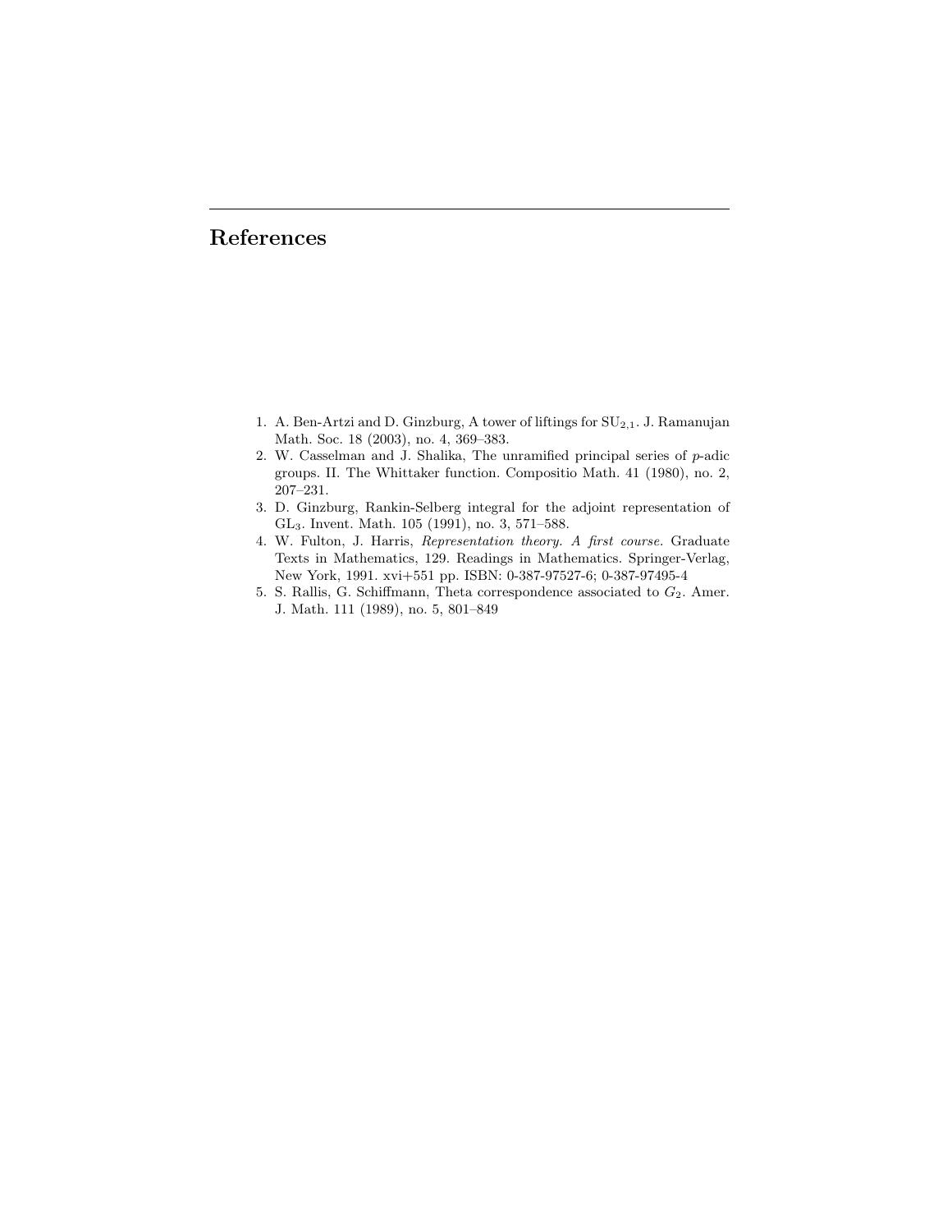## References

1. A. Ben-Artzi and D. Ginzburg, A tower of liftings for $\mathrm{SU}_{2,1}$. J. Ramanujan Math. Soc. 18 (2003), no. 4, 369–383.
2. W. Casselman and J. Shalika, The unramified principal series of $p$-adic groups. II. The Whittaker function. Compositio Math. 41 (1980), no. 2, 207–231.
3. D. Ginzburg, Rankin-Selberg integral for the adjoint representation of $\mathrm{GL}_3$. Invent. Math. 105 (1991), no. 3, 571–588.
4. W. Fulton, J. Harris, *Representation theory. A first course.* Graduate Texts in Mathematics, 129. Readings in Mathematics. Springer-Verlag, New York, 1991. xvi+551 pp. ISBN: 0-387-97527-6; 0-387-97495-4
5. S. Rallis, G. Schiffmann, Theta correspondence associated to $G_2$. Amer. J. Math. 111 (1989), no. 5, 801–849